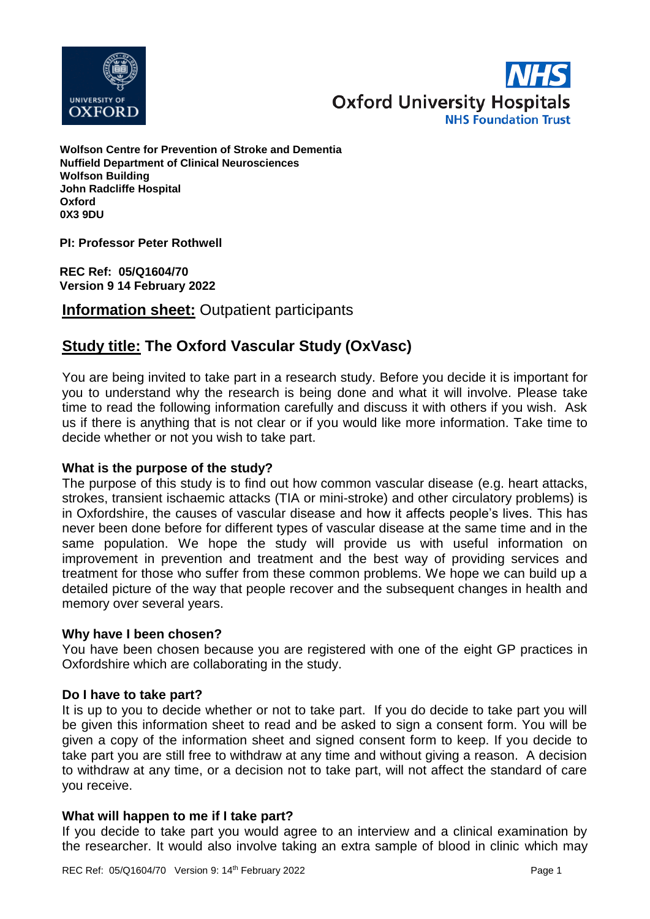**Wolfson Centre for Prevention of Stroke and Dementia**
**Nuffield Department of Clinical Neurosciences**
**Wolfson Building**
**John Radcliffe Hospital**
**Oxford**
**0X3 9DU**

**PI: Professor Peter Rothwell**

**REC Ref: 05/Q1604/70**
**Version 9 14 February 2022**

## **Information sheet:** Outpatient participants

## **Study title: The Oxford Vascular Study (OxVasc)**

You are being invited to take part in a research study. Before you decide it is important for you to understand why the research is being done and what it will involve. Please take time to read the following information carefully and discuss it with others if you wish. Ask us if there is anything that is not clear or if you would like more information. Take time to decide whether or not you wish to take part.

### What is the purpose of the study?

The purpose of this study is to find out how common vascular disease (e.g. heart attacks, strokes, transient ischaemic attacks (TIA or mini-stroke) and other circulatory problems) is in Oxfordshire, the causes of vascular disease and how it affects people's lives. This has never been done before for different types of vascular disease at the same time and in the same population. We hope the study will provide us with useful information on improvement in prevention and treatment and the best way of providing services and treatment for those who suffer from these common problems. We hope we can build up a detailed picture of the way that people recover and the subsequent changes in health and memory over several years.

### Why have I been chosen?

You have been chosen because you are registered with one of the eight GP practices in Oxfordshire which are collaborating in the study.

### Do I have to take part?

It is up to you to decide whether or not to take part. If you do decide to take part you will be given this information sheet to read and be asked to sign a consent form. You will be given a copy of the information sheet and signed consent form to keep. If you decide to take part you are still free to withdraw at any time and without giving a reason. A decision to withdraw at any time, or a decision not to take part, will not affect the standard of care you receive.

### What will happen to me if I take part?

If you decide to take part you would agree to an interview and a clinical examination by the researcher. It would also involve taking an extra sample of blood in clinic which may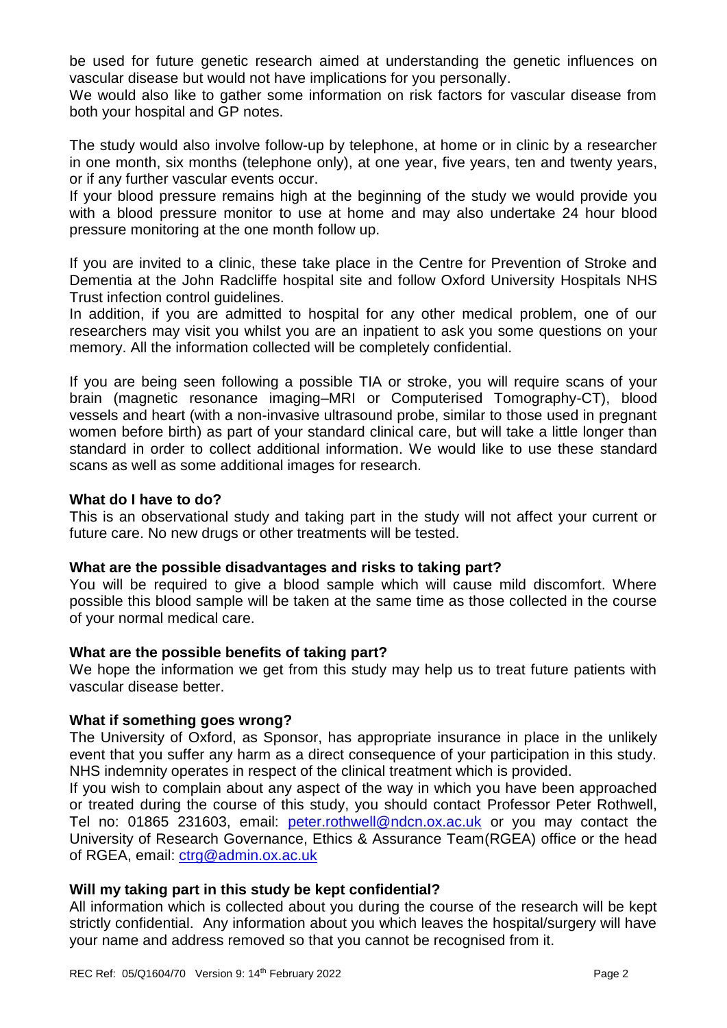be used for future genetic research aimed at understanding the genetic influences on vascular disease but would not have implications for you personally.
We would also like to gather some information on risk factors for vascular disease from both your hospital and GP notes.

The study would also involve follow-up by telephone, at home or in clinic by a researcher in one month, six months (telephone only), at one year, five years, ten and twenty years, or if any further vascular events occur.
If your blood pressure remains high at the beginning of the study we would provide you with a blood pressure monitor to use at home and may also undertake 24 hour blood pressure monitoring at the one month follow up.

If you are invited to a clinic, these take place in the Centre for Prevention of Stroke and Dementia at the John Radcliffe hospital site and follow Oxford University Hospitals NHS Trust infection control guidelines.
In addition, if you are admitted to hospital for any other medical problem, one of our researchers may visit you whilst you are an inpatient to ask you some questions on your memory. All the information collected will be completely confidential.

If you are being seen following a possible TIA or stroke, you will require scans of your brain (magnetic resonance imaging–MRI or Computerised Tomography-CT), blood vessels and heart (with a non-invasive ultrasound probe, similar to those used in pregnant women before birth) as part of your standard clinical care, but will take a little longer than standard in order to collect additional information. We would like to use these standard scans as well as some additional images for research.

**What do I have to do?**
This is an observational study and taking part in the study will not affect your current or future care. No new drugs or other treatments will be tested.

**What are the possible disadvantages and risks to taking part?**
You will be required to give a blood sample which will cause mild discomfort. Where possible this blood sample will be taken at the same time as those collected in the course of your normal medical care.

**What are the possible benefits of taking part?**
We hope the information we get from this study may help us to treat future patients with vascular disease better.

**What if something goes wrong?**
The University of Oxford, as Sponsor, has appropriate insurance in place in the unlikely event that you suffer any harm as a direct consequence of your participation in this study. NHS indemnity operates in respect of the clinical treatment which is provided.
If you wish to complain about any aspect of the way in which you have been approached or treated during the course of this study, you should contact Professor Peter Rothwell, Tel no: 01865 231603, email: peter.rothwell@ndcn.ox.ac.uk or you may contact the University of Research Governance, Ethics & Assurance Team(RGEA) office or the head of RGEA, email: ctrg@admin.ox.ac.uk

**Will my taking part in this study be kept confidential?**
All information which is collected about you during the course of the research will be kept strictly confidential. Any information about you which leaves the hospital/surgery will have your name and address removed so that you cannot be recognised from it.

REC Ref: 05/Q1604/70 Version 9: 14th February 2022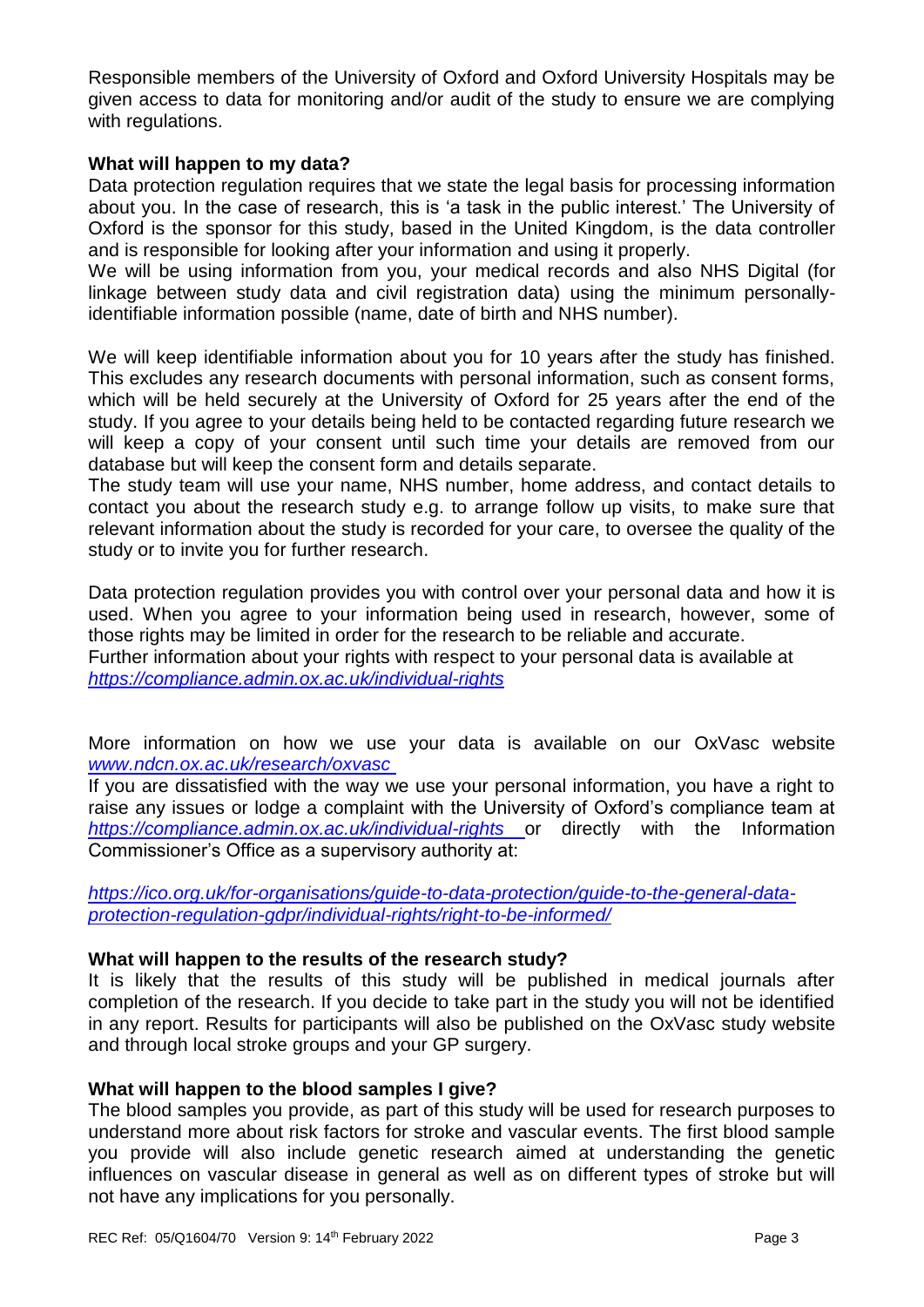Responsible members of the University of Oxford and Oxford University Hospitals may be given access to data for monitoring and/or audit of the study to ensure we are complying with regulations.

**What will happen to my data?**

Data protection regulation requires that we state the legal basis for processing information about you. In the case of research, this is 'a task in the public interest.' The University of Oxford is the sponsor for this study, based in the United Kingdom, is the data controller and is responsible for looking after your information and using it properly.

We will be using information from you, your medical records and also NHS Digital (for linkage between study data and civil registration data) using the minimum personally-identifiable information possible (name, date of birth and NHS number).

We will keep identifiable information about you for 10 years after the study has finished. This excludes any research documents with personal information, such as consent forms, which will be held securely at the University of Oxford for 25 years after the end of the study. If you agree to your details being held to be contacted regarding future research we will keep a copy of your consent until such time your details are removed from our database but will keep the consent form and details separate.

The study team will use your name, NHS number, home address, and contact details to contact you about the research study e.g. to arrange follow up visits, to make sure that relevant information about the study is recorded for your care, to oversee the quality of the study or to invite you for further research.

Data protection regulation provides you with control over your personal data and how it is used. When you agree to your information being used in research, however, some of those rights may be limited in order for the research to be reliable and accurate.

Further information about your rights with respect to your personal data is available at *https://compliance.admin.ox.ac.uk/individual-rights*

More information on how we use your data is available on our OxVasc website *www.ndcn.ox.ac.uk/research/oxvasc*

If you are dissatisfied with the way we use your personal information, you have a right to raise any issues or lodge a complaint with the University of Oxford's compliance team at *https://compliance.admin.ox.ac.uk/individual-rights* or directly with the Information Commissioner's Office as a supervisory authority at:

*https://ico.org.uk/for-organisations/guide-to-data-protection/guide-to-the-general-data-protection-regulation-gdpr/individual-rights/right-to-be-informed/*

**What will happen to the results of the research study?**

It is likely that the results of this study will be published in medical journals after completion of the research. If you decide to take part in the study you will not be identified in any report. Results for participants will also be published on the OxVasc study website and through local stroke groups and your GP surgery.

**What will happen to the blood samples I give?**

The blood samples you provide, as part of this study will be used for research purposes to understand more about risk factors for stroke and vascular events. The first blood sample you provide will also include genetic research aimed at understanding the genetic influences on vascular disease in general as well as on different types of stroke but will not have any implications for you personally.

REC Ref: 05/Q1604/70 Version 9: 14th February 2022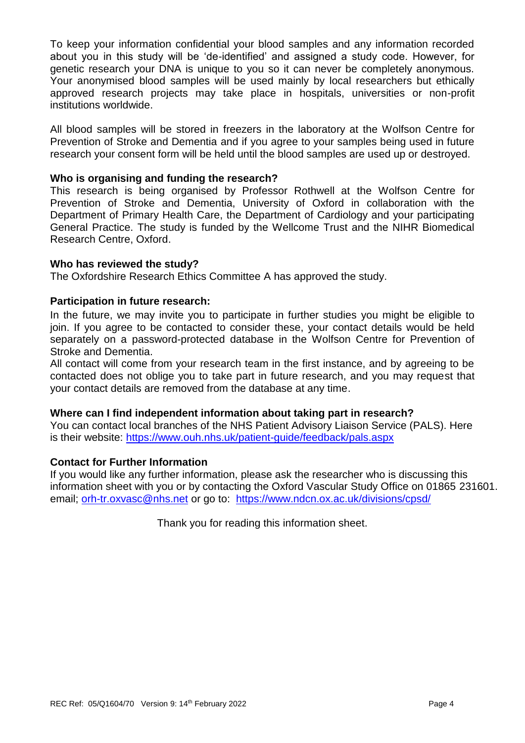To keep your information confidential your blood samples and any information recorded about you in this study will be 'de-identified' and assigned a study code. However, for genetic research your DNA is unique to you so it can never be completely anonymous. Your anonymised blood samples will be used mainly by local researchers but ethically approved research projects may take place in hospitals, universities or non-profit institutions worldwide.

All blood samples will be stored in freezers in the laboratory at the Wolfson Centre for Prevention of Stroke and Dementia and if you agree to your samples being used in future research your consent form will be held until the blood samples are used up or destroyed.

**Who is organising and funding the research?**

This research is being organised by Professor Rothwell at the Wolfson Centre for Prevention of Stroke and Dementia, University of Oxford in collaboration with the Department of Primary Health Care, the Department of Cardiology and your participating General Practice. The study is funded by the Wellcome Trust and the NIHR Biomedical Research Centre, Oxford.

**Who has reviewed the study?**

The Oxfordshire Research Ethics Committee A has approved the study.

**Participation in future research:**

In the future, we may invite you to participate in further studies you might be eligible to join. If you agree to be contacted to consider these, your contact details would be held separately on a password-protected database in the Wolfson Centre for Prevention of Stroke and Dementia.

All contact will come from your research team in the first instance, and by agreeing to be contacted does not oblige you to take part in future research, and you may request that your contact details are removed from the database at any time.

**Where can I find independent information about taking part in research?**

You can contact local branches of the NHS Patient Advisory Liaison Service (PALS). Here is their website: https://www.ouh.nhs.uk/patient-guide/feedback/pals.aspx

**Contact for Further Information**

If you would like any further information, please ask the researcher who is discussing this information sheet with you or by contacting the Oxford Vascular Study Office on 01865 231601. email; orh-tr.oxvasc@nhs.net or go to: https://www.ndcn.ox.ac.uk/divisions/cpsd/

Thank you for reading this information sheet.

REC Ref: 05/Q1604/70 Version 9: 14th February 2022